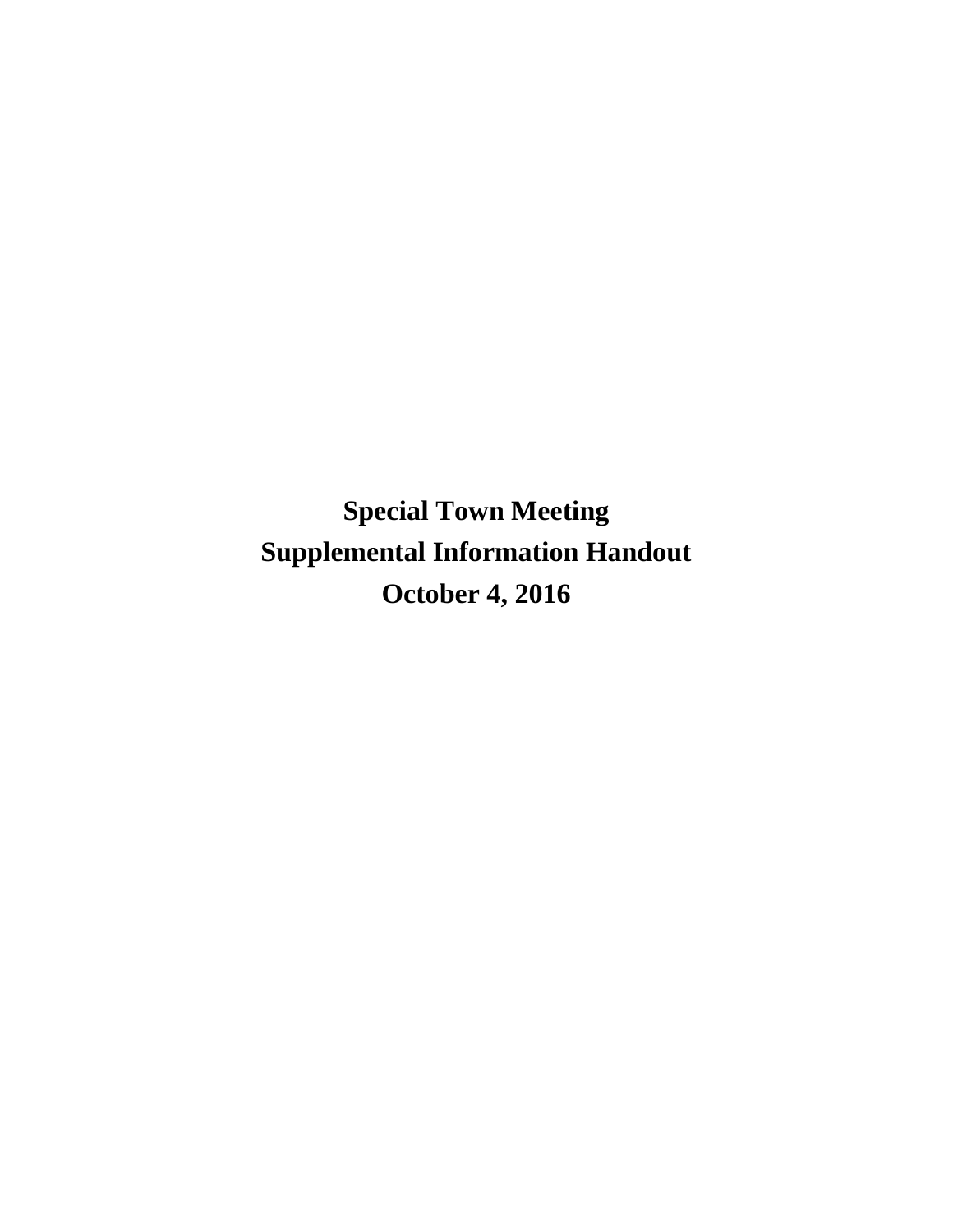# Special Town Meeting

# Supplemental Information Handout

# October 4, 2016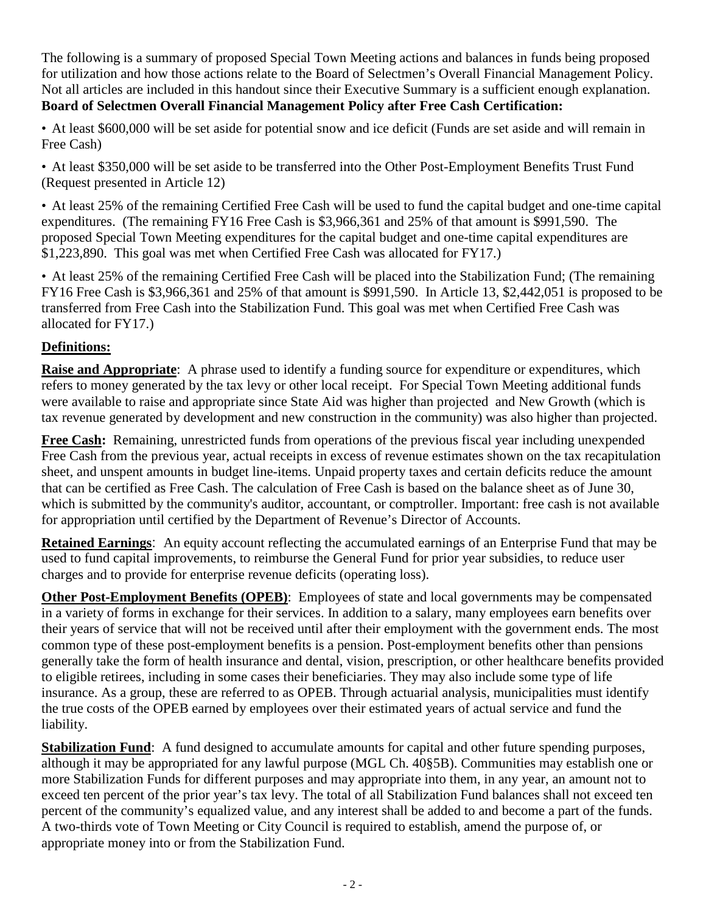The following is a summary of proposed Special Town Meeting actions and balances in funds being proposed for utilization and how those actions relate to the Board of Selectmen's Overall Financial Management Policy. Not all articles are included in this handout since their Executive Summary is a sufficient enough explanation.

**Board of Selectmen Overall Financial Management Policy after Free Cash Certification:**

- At least $600,000 will be set aside for potential snow and ice deficit (Funds are set aside and will remain in Free Cash)
- At least $350,000 will be set aside to be transferred into the Other Post-Employment Benefits Trust Fund (Request presented in Article 12)
- At least 25% of the remaining Certified Free Cash will be used to fund the capital budget and one-time capital expenditures. (The remaining FY16 Free Cash is $3,966,361 and 25% of that amount is $991,590. The proposed Special Town Meeting expenditures for the capital budget and one-time capital expenditures are $1,223,890. This goal was met when Certified Free Cash was allocated for FY17.)
- At least 25% of the remaining Certified Free Cash will be placed into the Stabilization Fund; (The remaining FY16 Free Cash is $3,966,361 and 25% of that amount is $991,590. In Article 13, $2,442,051 is proposed to be transferred from Free Cash into the Stabilization Fund. This goal was met when Certified Free Cash was allocated for FY17.)

**Definitions:**

**Raise and Appropriate**: A phrase used to identify a funding source for expenditure or expenditures, which refers to money generated by the tax levy or other local receipt. For Special Town Meeting additional funds were available to raise and appropriate since State Aid was higher than projected and New Growth (which is tax revenue generated by development and new construction in the community) was also higher than projected.

**Free Cash:** Remaining, unrestricted funds from operations of the previous fiscal year including unexpended Free Cash from the previous year, actual receipts in excess of revenue estimates shown on the tax recapitulation sheet, and unspent amounts in budget line-items. Unpaid property taxes and certain deficits reduce the amount that can be certified as Free Cash. The calculation of Free Cash is based on the balance sheet as of June 30, which is submitted by the community's auditor, accountant, or comptroller. Important: free cash is not available for appropriation until certified by the Department of Revenue's Director of Accounts.

**Retained Earnings**: An equity account reflecting the accumulated earnings of an Enterprise Fund that may be used to fund capital improvements, to reimburse the General Fund for prior year subsidies, to reduce user charges and to provide for enterprise revenue deficits (operating loss).

**Other Post-Employment Benefits (OPEB)**: Employees of state and local governments may be compensated in a variety of forms in exchange for their services. In addition to a salary, many employees earn benefits over their years of service that will not be received until after their employment with the government ends. The most common type of these post-employment benefits is a pension. Post-employment benefits other than pensions generally take the form of health insurance and dental, vision, prescription, or other healthcare benefits provided to eligible retirees, including in some cases their beneficiaries. They may also include some type of life insurance. As a group, these are referred to as OPEB. Through actuarial analysis, municipalities must identify the true costs of the OPEB earned by employees over their estimated years of actual service and fund the liability.

**Stabilization Fund**: A fund designed to accumulate amounts for capital and other future spending purposes, although it may be appropriated for any lawful purpose (MGL Ch. 40§5B). Communities may establish one or more Stabilization Funds for different purposes and may appropriate into them, in any year, an amount not to exceed ten percent of the prior year's tax levy. The total of all Stabilization Fund balances shall not exceed ten percent of the community's equalized value, and any interest shall be added to and become a part of the funds. A two-thirds vote of Town Meeting or City Council is required to establish, amend the purpose of, or appropriate money into or from the Stabilization Fund.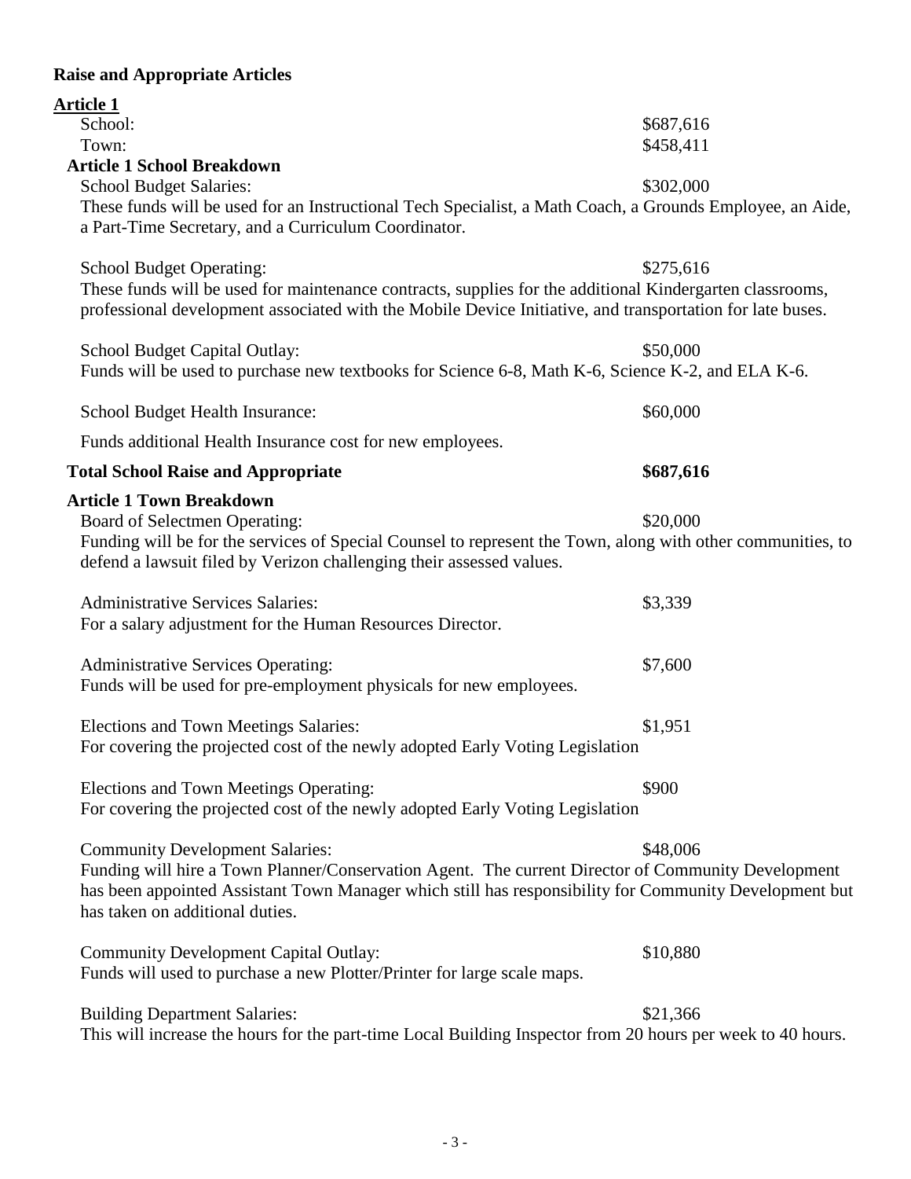**Raise and Appropriate Articles**

**Article 1**

School: $687,616

Town: $458,411

**Article 1 School Breakdown**

School Budget Salaries: $302,000

These funds will be used for an Instructional Tech Specialist, a Math Coach, a Grounds Employee, an Aide, a Part-Time Secretary, and a Curriculum Coordinator.

School Budget Operating: $275,616

These funds will be used for maintenance contracts, supplies for the additional Kindergarten classrooms, professional development associated with the Mobile Device Initiative, and transportation for late buses.

School Budget Capital Outlay: $50,000

Funds will be used to purchase new textbooks for Science 6-8, Math K-6, Science K-2, and ELA K-6.

School Budget Health Insurance: $60,000

Funds additional Health Insurance cost for new employees.

**Total School Raise and Appropriate** **$687,616**

**Article 1 Town Breakdown**

Board of Selectmen Operating: $20,000

Funding will be for the services of Special Counsel to represent the Town, along with other communities, to defend a lawsuit filed by Verizon challenging their assessed values.

Administrative Services Salaries: $3,339

For a salary adjustment for the Human Resources Director.

Administrative Services Operating: $7,600

Funds will be used for pre-employment physicals for new employees.

Elections and Town Meetings Salaries: $1,951

For covering the projected cost of the newly adopted Early Voting Legislation

Elections and Town Meetings Operating: $900

For covering the projected cost of the newly adopted Early Voting Legislation

Community Development Salaries: $48,006

Funding will hire a Town Planner/Conservation Agent. The current Director of Community Development has been appointed Assistant Town Manager which still has responsibility for Community Development but has taken on additional duties.

Community Development Capital Outlay: $10,880

Funds will used to purchase a new Plotter/Printer for large scale maps.

Building Department Salaries: $21,366

This will increase the hours for the part-time Local Building Inspector from 20 hours per week to 40 hours.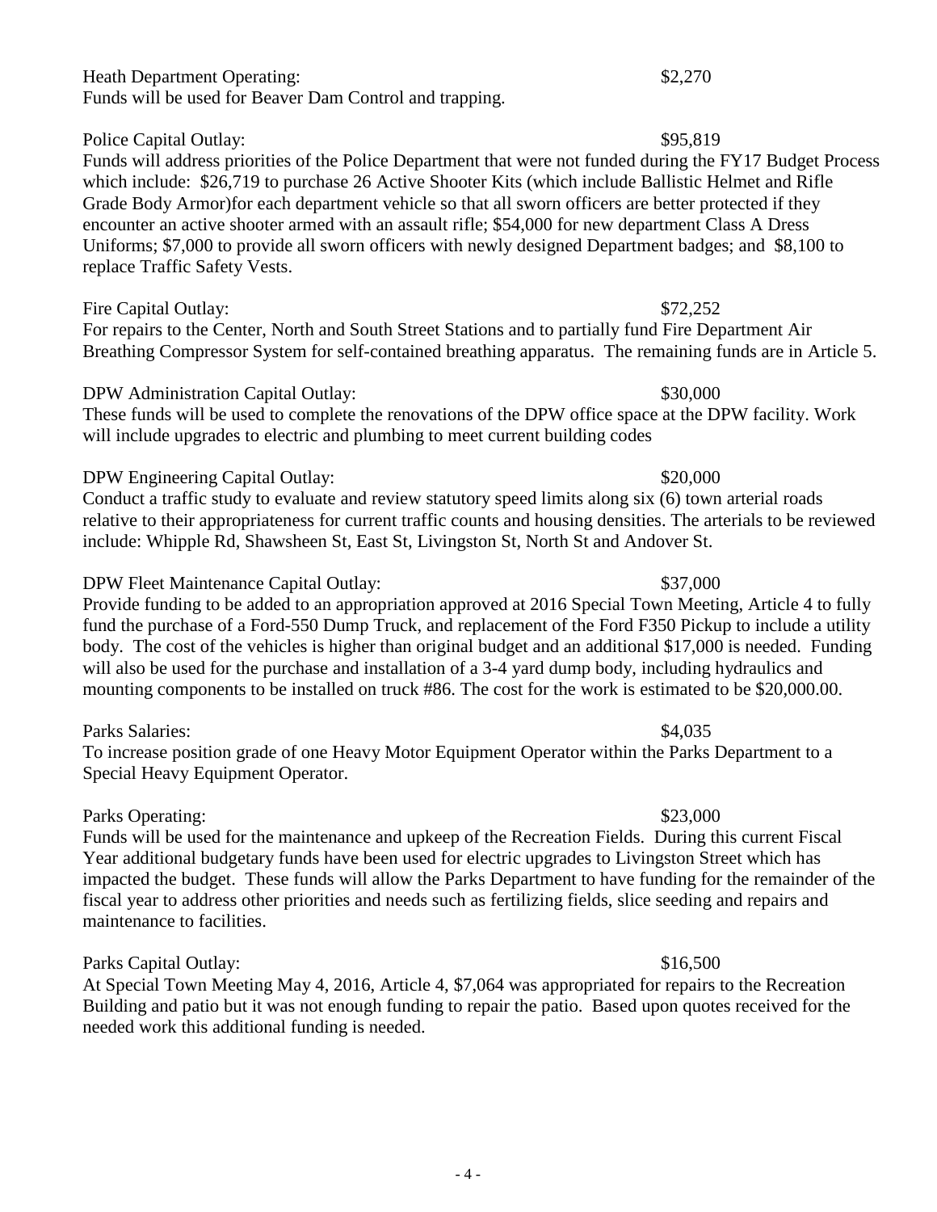Heath Department Operating: $2,270
Funds will be used for Beaver Dam Control and trapping.

Police Capital Outlay: $95,819
Funds will address priorities of the Police Department that were not funded during the FY17 Budget Process which include: $26,719 to purchase 26 Active Shooter Kits (which include Ballistic Helmet and Rifle Grade Body Armor)for each department vehicle so that all sworn officers are better protected if they encounter an active shooter armed with an assault rifle; $54,000 for new department Class A Dress Uniforms; $7,000 to provide all sworn officers with newly designed Department badges; and $8,100 to replace Traffic Safety Vests.

Fire Capital Outlay: $72,252
For repairs to the Center, North and South Street Stations and to partially fund Fire Department Air Breathing Compressor System for self-contained breathing apparatus. The remaining funds are in Article 5.

DPW Administration Capital Outlay: $30,000
These funds will be used to complete the renovations of the DPW office space at the DPW facility. Work will include upgrades to electric and plumbing to meet current building codes

DPW Engineering Capital Outlay: $20,000
Conduct a traffic study to evaluate and review statutory speed limits along six (6) town arterial roads relative to their appropriateness for current traffic counts and housing densities. The arterials to be reviewed include: Whipple Rd, Shawsheen St, East St, Livingston St, North St and Andover St.

DPW Fleet Maintenance Capital Outlay: $37,000
Provide funding to be added to an appropriation approved at 2016 Special Town Meeting, Article 4 to fully fund the purchase of a Ford-550 Dump Truck, and replacement of the Ford F350 Pickup to include a utility body. The cost of the vehicles is higher than original budget and an additional $17,000 is needed. Funding will also be used for the purchase and installation of a 3-4 yard dump body, including hydraulics and mounting components to be installed on truck #86. The cost for the work is estimated to be $20,000.00.

Parks Salaries: $4,035
To increase position grade of one Heavy Motor Equipment Operator within the Parks Department to a Special Heavy Equipment Operator.

Parks Operating: $23,000
Funds will be used for the maintenance and upkeep of the Recreation Fields. During this current Fiscal Year additional budgetary funds have been used for electric upgrades to Livingston Street which has impacted the budget. These funds will allow the Parks Department to have funding for the remainder of the fiscal year to address other priorities and needs such as fertilizing fields, slice seeding and repairs and maintenance to facilities.

Parks Capital Outlay: $16,500
At Special Town Meeting May 4, 2016, Article 4, $7,064 was appropriated for repairs to the Recreation Building and patio but it was not enough funding to repair the patio. Based upon quotes received for the needed work this additional funding is needed.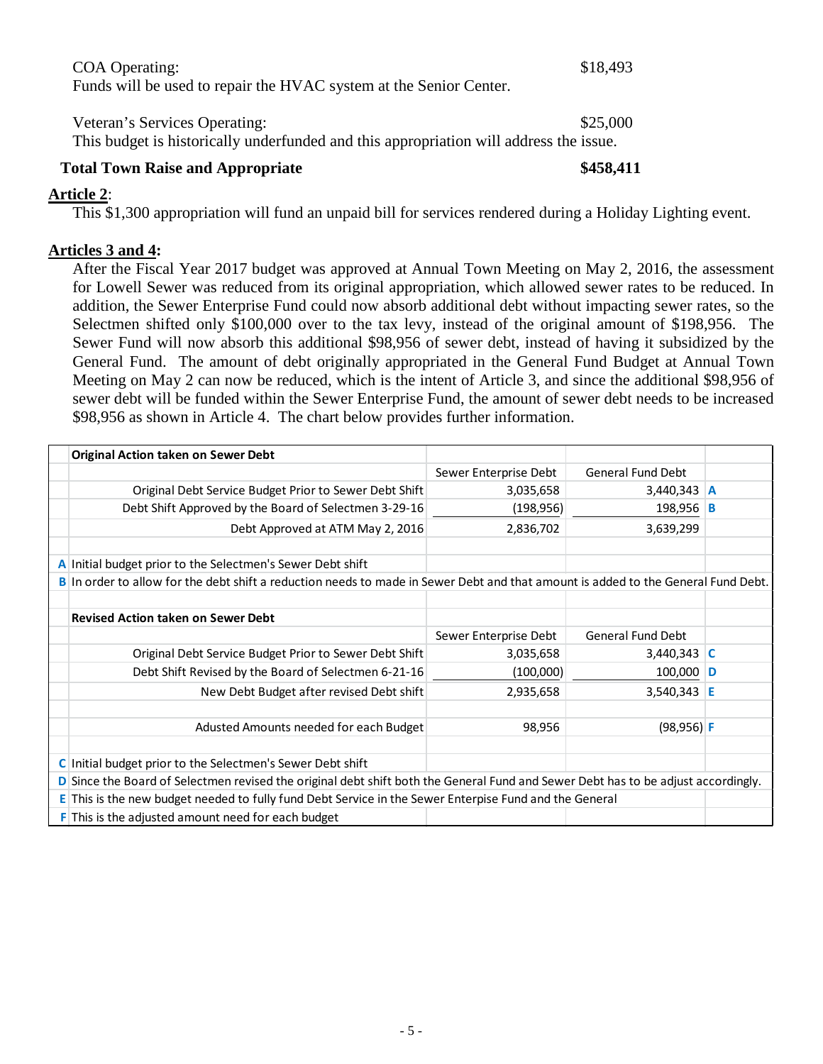COA Operating: $18,493

Funds will be used to repair the HVAC system at the Senior Center.

Veteran's Services Operating: $25,000

This budget is historically underfunded and this appropriation will address the issue.

**Total Town Raise and Appropriate** **$458,411**

**Article 2**:

This $1,300 appropriation will fund an unpaid bill for services rendered during a Holiday Lighting event.

**Articles 3 and 4:**

After the Fiscal Year 2017 budget was approved at Annual Town Meeting on May 2, 2016, the assessment for Lowell Sewer was reduced from its original appropriation, which allowed sewer rates to be reduced. In addition, the Sewer Enterprise Fund could now absorb additional debt without impacting sewer rates, so the Selectmen shifted only $100,000 over to the tax levy, instead of the original amount of $198,956. The Sewer Fund will now absorb this additional $98,956 of sewer debt, instead of having it subsidized by the General Fund. The amount of debt originally appropriated in the General Fund Budget at Annual Town Meeting on May 2 can now be reduced, which is the intent of Article 3, and since the additional $98,956 of sewer debt will be funded within the Sewer Enterprise Fund, the amount of sewer debt needs to be increased $98,956 as shown in Article 4. The chart below provides further information.

| | **Original Action taken on Sewer Debt** | | | |
|---|---|---|---|---|
| | | Sewer Enterprise Debt | General Fund Debt | |
| | Original Debt Service Budget Prior to Sewer Debt Shift | 3,035,658 | 3,440,343 | A |
| | Debt Shift Approved by the Board of Selectmen 3-29-16 | (198,956) | 198,956 | B |
| | Debt Approved at ATM May 2, 2016 | 2,836,702 | 3,639,299 | |
| | | | | |
| A | Initial budget prior to the Selectmen's Sewer Debt shift | | | |
| B | In order to allow for the debt shift a reduction needs to made in Sewer Debt and that amount is added to the General Fund Debt. | | | |
| | | | | |
| | **Revised Action taken on Sewer Debt** | | | |
| | | Sewer Enterprise Debt | General Fund Debt | |
| | Original Debt Service Budget Prior to Sewer Debt Shift | 3,035,658 | 3,440,343 | C |
| | Debt Shift Revised by the Board of Selectmen 6-21-16 | (100,000) | 100,000 | D |
| | New Debt Budget after revised Debt shift | 2,935,658 | 3,540,343 | E |
| | | | | |
| | Adusted Amounts needed for each Budget | 98,956 | (98,956) | F |
| | | | | |
| C | Initial budget prior to the Selectmen's Sewer Debt shift | | | |
| D | Since the Board of Selectmen revised the original debt shift both the General Fund and Sewer Debt has to be adjust accordingly. | | | |
| E | This is the new budget needed to fully fund Debt Service in the Sewer Enterprise Fund and the General | | | |
| F | This is the adjusted amount need for each budget | | | |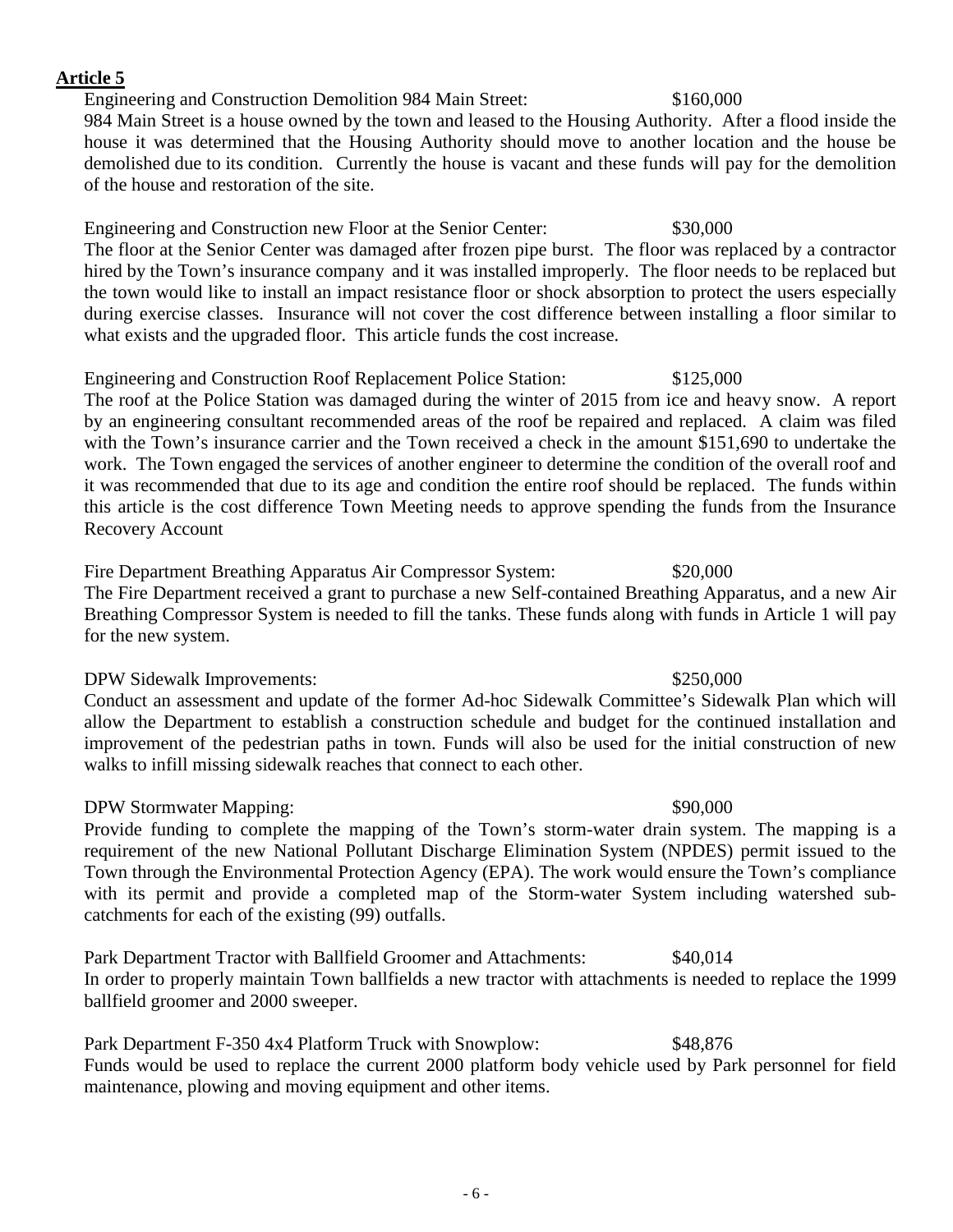**Article 5**

Engineering and Construction Demolition 984 Main Street: $160,000

984 Main Street is a house owned by the town and leased to the Housing Authority. After a flood inside the house it was determined that the Housing Authority should move to another location and the house be demolished due to its condition. Currently the house is vacant and these funds will pay for the demolition of the house and restoration of the site.

Engineering and Construction new Floor at the Senior Center: $30,000

The floor at the Senior Center was damaged after frozen pipe burst. The floor was replaced by a contractor hired by the Town's insurance company and it was installed improperly. The floor needs to be replaced but the town would like to install an impact resistance floor or shock absorption to protect the users especially during exercise classes. Insurance will not cover the cost difference between installing a floor similar to what exists and the upgraded floor. This article funds the cost increase.

Engineering and Construction Roof Replacement Police Station: $125,000

The roof at the Police Station was damaged during the winter of 2015 from ice and heavy snow. A report by an engineering consultant recommended areas of the roof be repaired and replaced. A claim was filed with the Town's insurance carrier and the Town received a check in the amount $151,690 to undertake the work. The Town engaged the services of another engineer to determine the condition of the overall roof and it was recommended that due to its age and condition the entire roof should be replaced. The funds within this article is the cost difference Town Meeting needs to approve spending the funds from the Insurance Recovery Account

Fire Department Breathing Apparatus Air Compressor System: $20,000

The Fire Department received a grant to purchase a new Self-contained Breathing Apparatus, and a new Air Breathing Compressor System is needed to fill the tanks. These funds along with funds in Article 1 will pay for the new system.

DPW Sidewalk Improvements: $250,000

Conduct an assessment and update of the former Ad-hoc Sidewalk Committee's Sidewalk Plan which will allow the Department to establish a construction schedule and budget for the continued installation and improvement of the pedestrian paths in town. Funds will also be used for the initial construction of new walks to infill missing sidewalk reaches that connect to each other.

DPW Stormwater Mapping: $90,000

Provide funding to complete the mapping of the Town's storm-water drain system. The mapping is a requirement of the new National Pollutant Discharge Elimination System (NPDES) permit issued to the Town through the Environmental Protection Agency (EPA). The work would ensure the Town's compliance with its permit and provide a completed map of the Storm-water System including watershed sub-catchments for each of the existing (99) outfalls.

Park Department Tractor with Ballfield Groomer and Attachments: $40,014

In order to properly maintain Town ballfields a new tractor with attachments is needed to replace the 1999 ballfield groomer and 2000 sweeper.

Park Department F-350 4x4 Platform Truck with Snowplow: $48,876

Funds would be used to replace the current 2000 platform body vehicle used by Park personnel for field maintenance, plowing and moving equipment and other items.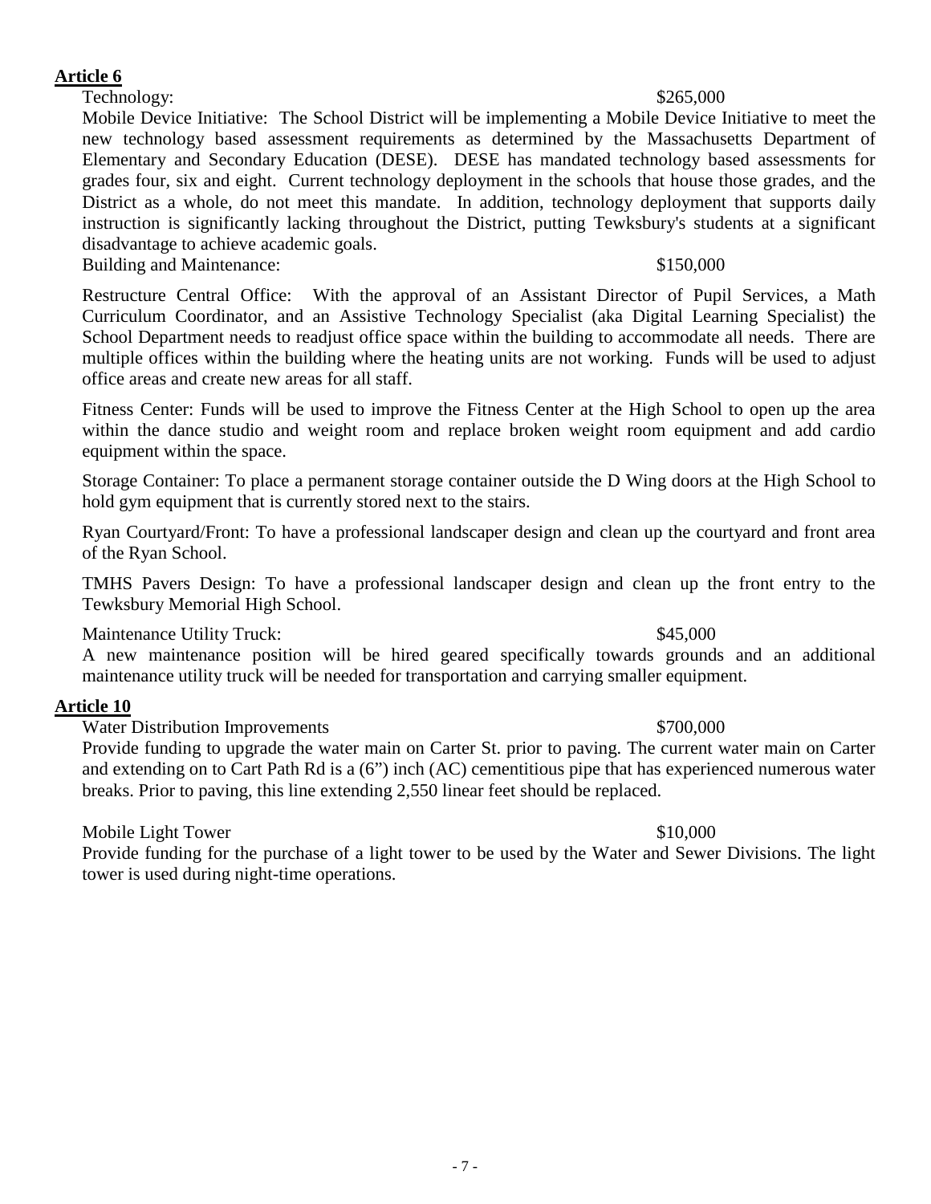**Article 6**

Technology: $265,000

Mobile Device Initiative: The School District will be implementing a Mobile Device Initiative to meet the new technology based assessment requirements as determined by the Massachusetts Department of Elementary and Secondary Education (DESE). DESE has mandated technology based assessments for grades four, six and eight. Current technology deployment in the schools that house those grades, and the District as a whole, do not meet this mandate. In addition, technology deployment that supports daily instruction is significantly lacking throughout the District, putting Tewksbury's students at a significant disadvantage to achieve academic goals.

Building and Maintenance: $150,000

Restructure Central Office: With the approval of an Assistant Director of Pupil Services, a Math Curriculum Coordinator, and an Assistive Technology Specialist (aka Digital Learning Specialist) the School Department needs to readjust office space within the building to accommodate all needs. There are multiple offices within the building where the heating units are not working. Funds will be used to adjust office areas and create new areas for all staff.

Fitness Center: Funds will be used to improve the Fitness Center at the High School to open up the area within the dance studio and weight room and replace broken weight room equipment and add cardio equipment within the space.

Storage Container: To place a permanent storage container outside the D Wing doors at the High School to hold gym equipment that is currently stored next to the stairs.

Ryan Courtyard/Front: To have a professional landscaper design and clean up the courtyard and front area of the Ryan School.

TMHS Pavers Design: To have a professional landscaper design and clean up the front entry to the Tewksbury Memorial High School.

Maintenance Utility Truck: $45,000

A new maintenance position will be hired geared specifically towards grounds and an additional maintenance utility truck will be needed for transportation and carrying smaller equipment.

**Article 10**

Water Distribution Improvements $700,000

Provide funding to upgrade the water main on Carter St. prior to paving. The current water main on Carter and extending on to Cart Path Rd is a (6") inch (AC) cementitious pipe that has experienced numerous water breaks. Prior to paving, this line extending 2,550 linear feet should be replaced.

Mobile Light Tower $10,000

Provide funding for the purchase of a light tower to be used by the Water and Sewer Divisions. The light tower is used during night-time operations.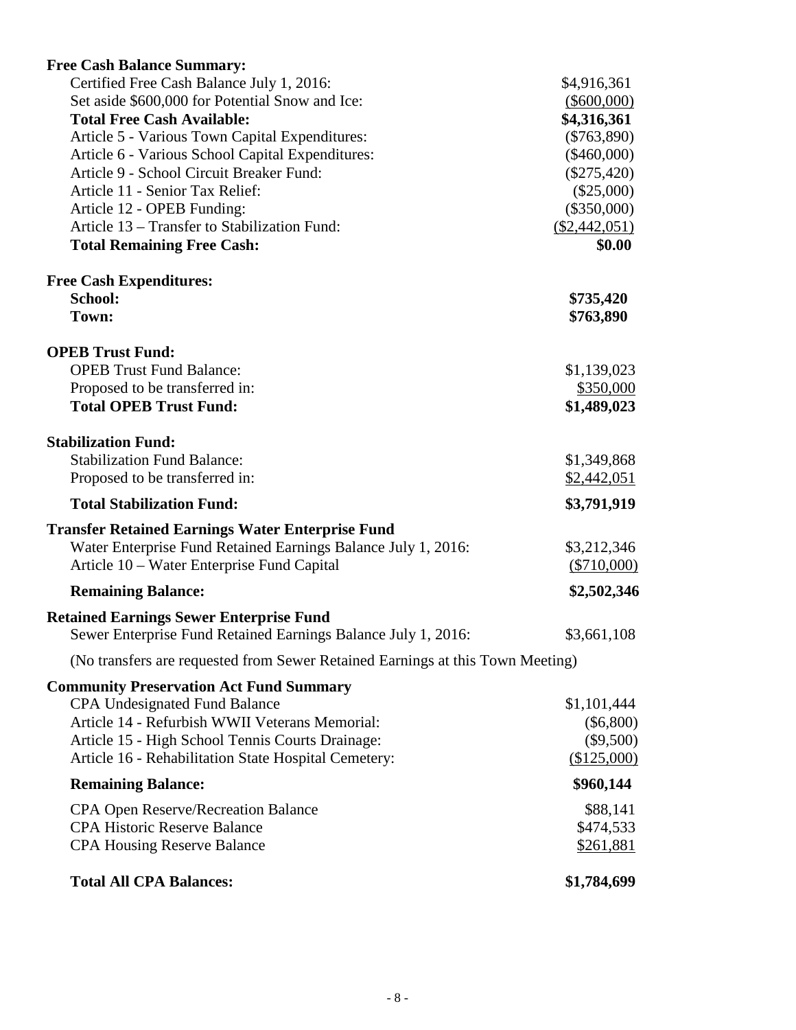**Free Cash Balance Summary:**

| | |
|---|---|
| Certified Free Cash Balance July 1, 2016: | $4,916,361 |
| Set aside $600,000 for Potential Snow and Ice: | ($600,000) |
| **Total Free Cash Available:** | **$4,316,361** |
| Article 5 - Various Town Capital Expenditures: | ($763,890) |
| Article 6 - Various School Capital Expenditures: | ($460,000) |
| Article 9 - School Circuit Breaker Fund: | ($275,420) |
| Article 11 - Senior Tax Relief: | ($25,000) |
| Article 12 - OPEB Funding: | ($350,000) |
| Article 13 – Transfer to Stabilization Fund: | ($2,442,051) |
| **Total Remaining Free Cash:** | **$0.00** |

**Free Cash Expenditures:**

| | |
|---|---|
| **School:** | **$735,420** |
| **Town:** | **$763,890** |

**OPEB Trust Fund:**

| | |
|---|---|
| OPEB Trust Fund Balance: | $1,139,023 |
| Proposed to be transferred in: | $350,000 |
| **Total OPEB Trust Fund:** | **$1,489,023** |

**Stabilization Fund:**

| | |
|---|---|
| Stabilization Fund Balance: | $1,349,868 |
| Proposed to be transferred in: | $2,442,051 |
| **Total Stabilization Fund:** | **$3,791,919** |

**Transfer Retained Earnings Water Enterprise Fund**

| | |
|---|---|
| Water Enterprise Fund Retained Earnings Balance July 1, 2016: | $3,212,346 |
| Article 10 – Water Enterprise Fund Capital | ($710,000) |
| **Remaining Balance:** | **$2,502,346** |

**Retained Earnings Sewer Enterprise Fund**

| | |
|---|---|
| Sewer Enterprise Fund Retained Earnings Balance July 1, 2016: | $3,661,108 |

(No transfers are requested from Sewer Retained Earnings at this Town Meeting)

**Community Preservation Act Fund Summary**

| | |
|---|---|
| CPA Undesignated Fund Balance | $1,101,444 |
| Article 14 - Refurbish WWII Veterans Memorial: | ($6,800) |
| Article 15 - High School Tennis Courts Drainage: | ($9,500) |
| Article 16 - Rehabilitation State Hospital Cemetery: | ($125,000) |
| **Remaining Balance:** | **$960,144** |
| CPA Open Reserve/Recreation Balance | $88,141 |
| CPA Historic Reserve Balance | $474,533 |
| CPA Housing Reserve Balance | $261,881 |
| **Total All CPA Balances:** | **$1,784,699** |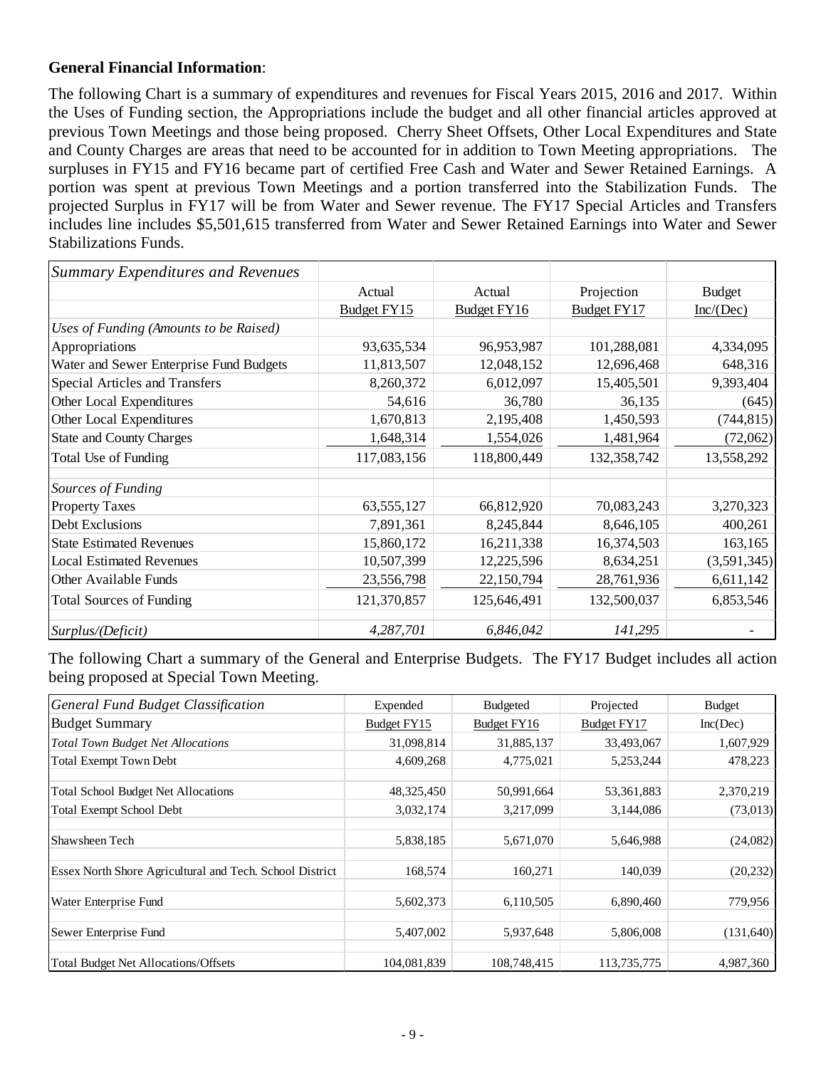**General Financial Information**:

The following Chart is a summary of expenditures and revenues for Fiscal Years 2015, 2016 and 2017. Within the Uses of Funding section, the Appropriations include the budget and all other financial articles approved at previous Town Meetings and those being proposed. Cherry Sheet Offsets, Other Local Expenditures and State and County Charges are areas that need to be accounted for in addition to Town Meeting appropriations. The surpluses in FY15 and FY16 became part of certified Free Cash and Water and Sewer Retained Earnings. A portion was spent at previous Town Meetings and a portion transferred into the Stabilization Funds. The projected Surplus in FY17 will be from Water and Sewer revenue. The FY17 Special Articles and Transfers includes line includes $5,501,615 transferred from Water and Sewer Retained Earnings into Water and Sewer Stabilizations Funds.

| *Summary Expenditures and Revenues* | | | | |
|---|---|---|---|---|
| | Actual | Actual | Projection | Budget |
| | Budget FY15 | Budget FY16 | Budget FY17 | Inc/(Dec) |
| *Uses of Funding (Amounts to be Raised)* | | | | |
| Appropriations | 93,635,534 | 96,953,987 | 101,288,081 | 4,334,095 |
| Water and Sewer Enterprise Fund Budgets | 11,813,507 | 12,048,152 | 12,696,468 | 648,316 |
| Special Articles and Transfers | 8,260,372 | 6,012,097 | 15,405,501 | 9,393,404 |
| Other Local Expenditures | 54,616 | 36,780 | 36,135 | (645) |
| Other Local Expenditures | 1,670,813 | 2,195,408 | 1,450,593 | (744,815) |
| State and County Charges | 1,648,314 | 1,554,026 | 1,481,964 | (72,062) |
| Total Use of Funding | 117,083,156 | 118,800,449 | 132,358,742 | 13,558,292 |
| | | | | |
| *Sources of Funding* | | | | |
| Property Taxes | 63,555,127 | 66,812,920 | 70,083,243 | 3,270,323 |
| Debt Exclusions | 7,891,361 | 8,245,844 | 8,646,105 | 400,261 |
| State Estimated Revenues | 15,860,172 | 16,211,338 | 16,374,503 | 163,165 |
| Local Estimated Revenues | 10,507,399 | 12,225,596 | 8,634,251 | (3,591,345) |
| Other Available Funds | 23,556,798 | 22,150,794 | 28,761,936 | 6,611,142 |
| Total Sources of Funding | 121,370,857 | 125,646,491 | 132,500,037 | 6,853,546 |
| | | | | |
| *Surplus/(Deficit)* | *4,287,701* | *6,846,042* | *141,295* | - |

The following Chart a summary of the General and Enterprise Budgets. The FY17 Budget includes all action being proposed at Special Town Meeting.

| *General Fund Budget Classification* | Expended | Budgeted | Projected | Budget |
|---|---|---|---|---|
| Budget Summary | Budget FY15 | Budget FY16 | Budget FY17 | Inc(Dec) |
| *Total Town Budget Net Allocations* | 31,098,814 | 31,885,137 | 33,493,067 | 1,607,929 |
| Total Exempt Town Debt | 4,609,268 | 4,775,021 | 5,253,244 | 478,223 |
| | | | | |
| Total School Budget Net Allocations | 48,325,450 | 50,991,664 | 53,361,883 | 2,370,219 |
| Total Exempt School Debt | 3,032,174 | 3,217,099 | 3,144,086 | (73,013) |
| | | | | |
| Shawsheen Tech | 5,838,185 | 5,671,070 | 5,646,988 | (24,082) |
| | | | | |
| Essex North Shore Agricultural and Tech. School District | 168,574 | 160,271 | 140,039 | (20,232) |
| | | | | |
| Water Enterprise Fund | 5,602,373 | 6,110,505 | 6,890,460 | 779,956 |
| | | | | |
| Sewer Enterprise Fund | 5,407,002 | 5,937,648 | 5,806,008 | (131,640) |
| | | | | |
| Total Budget Net Allocations/Offsets | 104,081,839 | 108,748,415 | 113,735,775 | 4,987,360 |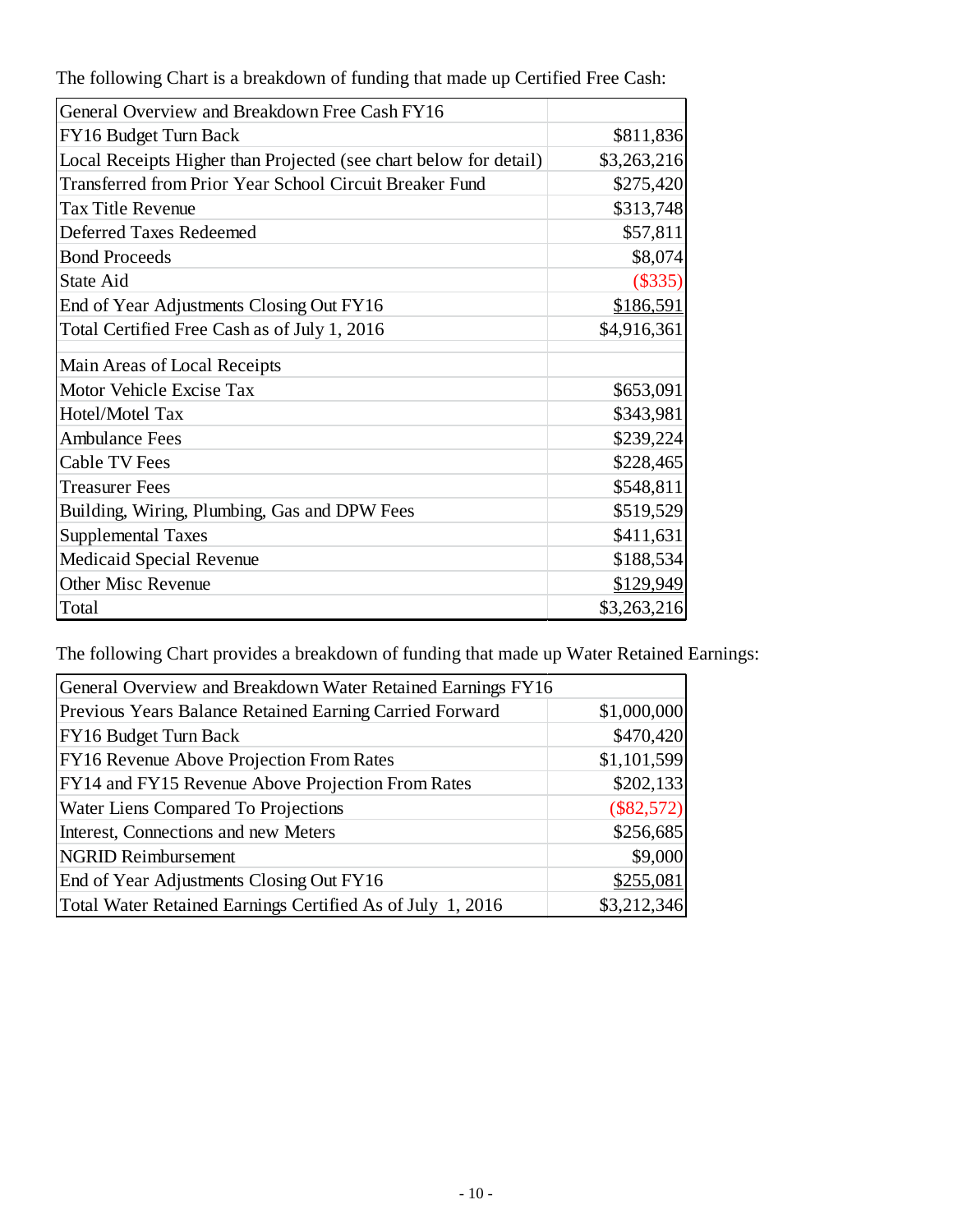The following Chart is a breakdown of funding that made up Certified Free Cash:

| General Overview and Breakdown Free Cash FY16 | |
|---|---|
| FY16 Budget Turn Back | $811,836 |
| Local Receipts Higher than Projected (see chart below for detail) | $3,263,216 |
| Transferred from Prior Year School Circuit Breaker Fund | $275,420 |
| Tax Title Revenue | $313,748 |
| Deferred Taxes Redeemed | $57,811 |
| Bond Proceeds | $8,074 |
| State Aid | ($335) |
| End of Year Adjustments Closing Out FY16 | $186,591 |
| Total Certified Free Cash as of July 1, 2016 | $4,916,361 |
| Main Areas of Local Receipts | |
| Motor Vehicle Excise Tax | $653,091 |
| Hotel/Motel Tax | $343,981 |
| Ambulance Fees | $239,224 |
| Cable TV Fees | $228,465 |
| Treasurer Fees | $548,811 |
| Building, Wiring, Plumbing, Gas and DPW Fees | $519,529 |
| Supplemental Taxes | $411,631 |
| Medicaid Special Revenue | $188,534 |
| Other Misc Revenue | $129,949 |
| Total | $3,263,216 |

The following Chart provides a breakdown of funding that made up Water Retained Earnings:

| General Overview and Breakdown Water Retained Earnings FY16 | |
|---|---|
| Previous Years Balance Retained Earning Carried Forward | $1,000,000 |
| FY16 Budget Turn Back | $470,420 |
| FY16 Revenue Above Projection From Rates | $1,101,599 |
| FY14 and FY15 Revenue Above Projection From Rates | $202,133 |
| Water Liens Compared To Projections | ($82,572) |
| Interest, Connections and new Meters | $256,685 |
| NGRID Reimbursement | $9,000 |
| End of Year Adjustments Closing Out FY16 | $255,081 |
| Total Water Retained Earnings Certified As of July 1, 2016 | $3,212,346 |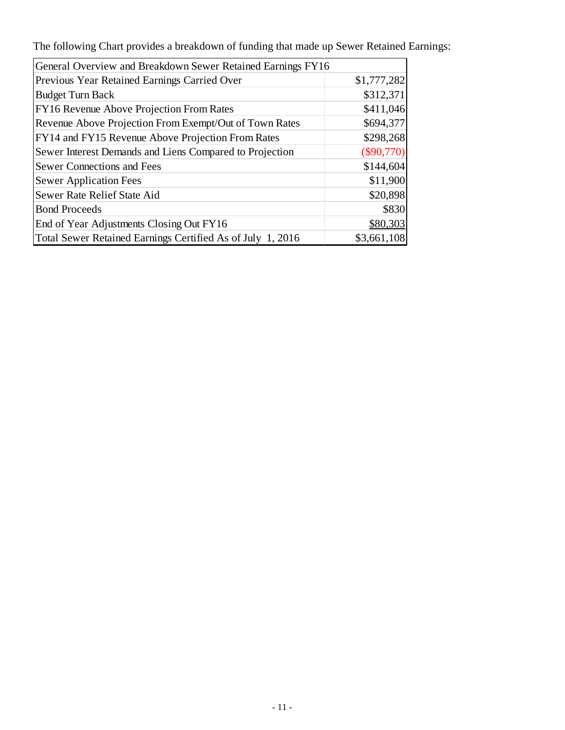The following Chart provides a breakdown of funding that made up Sewer Retained Earnings:

| General Overview and Breakdown Sewer Retained Earnings FY16 | |
|---|---|
| Previous Year Retained Earnings Carried Over | $1,777,282 |
| Budget Turn Back | $312,371 |
| FY16 Revenue Above Projection From Rates | $411,046 |
| Revenue Above Projection From Exempt/Out of Town Rates | $694,377 |
| FY14 and FY15 Revenue Above Projection From Rates | $298,268 |
| Sewer Interest Demands and Liens Compared to Projection | ($90,770) |
| Sewer Connections and Fees | $144,604 |
| Sewer Application Fees | $11,900 |
| Sewer Rate Relief State Aid | $20,898 |
| Bond Proceeds | $830 |
| End of Year Adjustments Closing Out FY16 | $80,303 |
| Total Sewer Retained Earnings Certified As of July 1, 2016 | $3,661,108 |